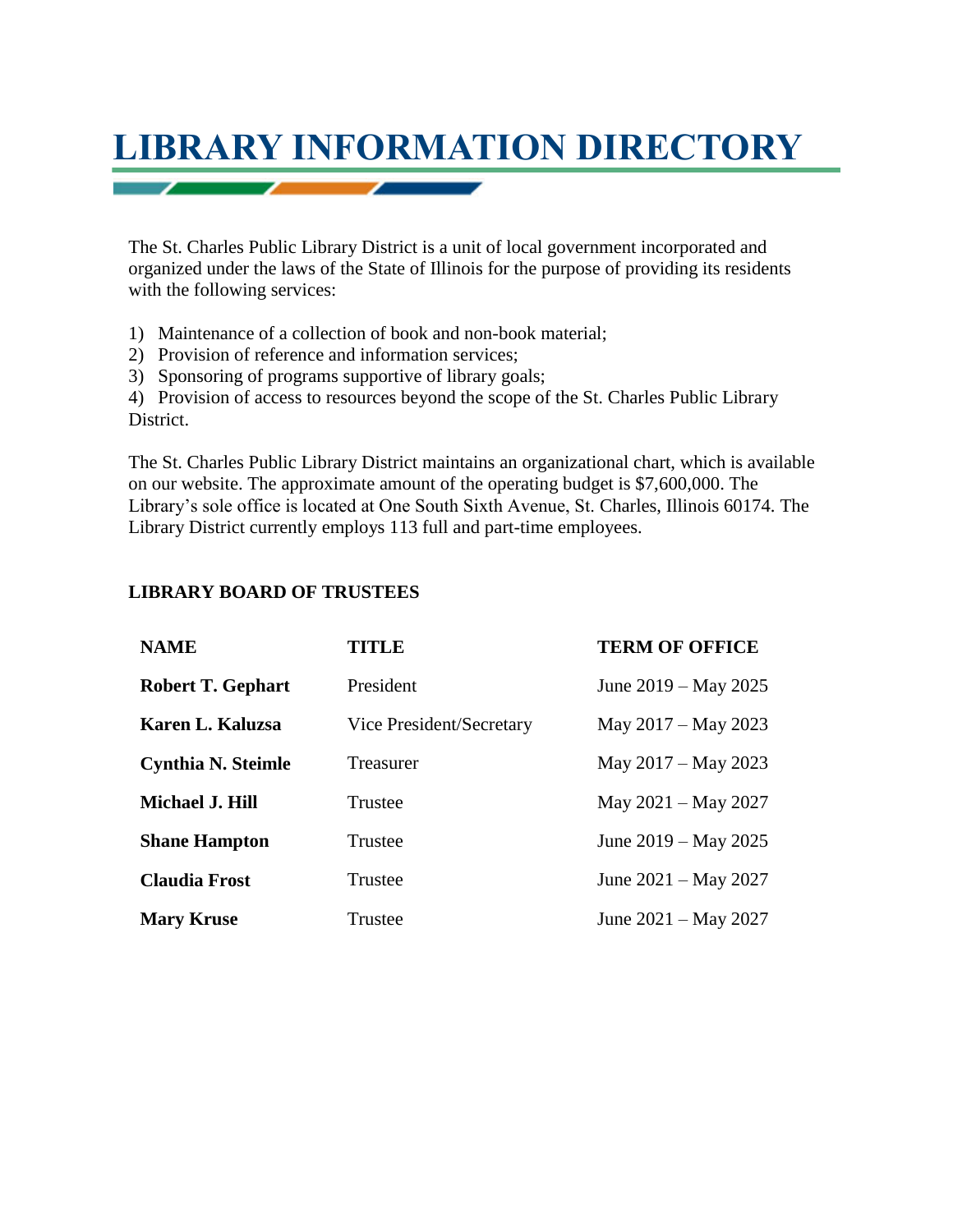# LIBRARY INFORMATION DIRECTORY

The St. Charles Public Library District is a unit of local government incorporated and organized under the laws of the State of Illinois for the purpose of providing its residents with the following services:

1) Maintenance of a collection of book and non-book material;
2) Provision of reference and information services;
3) Sponsoring of programs supportive of library goals;
4) Provision of access to resources beyond the scope of the St. Charles Public Library District.

The St. Charles Public Library District maintains an organizational chart, which is available on our website. The approximate amount of the operating budget is $7,600,000. The Library's sole office is located at One South Sixth Avenue, St. Charles, Illinois 60174. The Library District currently employs 113 full and part-time employees.

**LIBRARY BOARD OF TRUSTEES**

| NAME | TITLE | TERM OF OFFICE |
|---|---|---|
| **Robert T. Gephart** | President | June 2019 – May 2025 |
| **Karen L. Kaluzsa** | Vice President/Secretary | May 2017 – May 2023 |
| **Cynthia N. Steimle** | Treasurer | May 2017 – May 2023 |
| **Michael J. Hill** | Trustee | May 2021 – May 2027 |
| **Shane Hampton** | Trustee | June 2019 – May 2025 |
| **Claudia Frost** | Trustee | June 2021 – May 2027 |
| **Mary Kruse** | Trustee | June 2021 – May 2027 |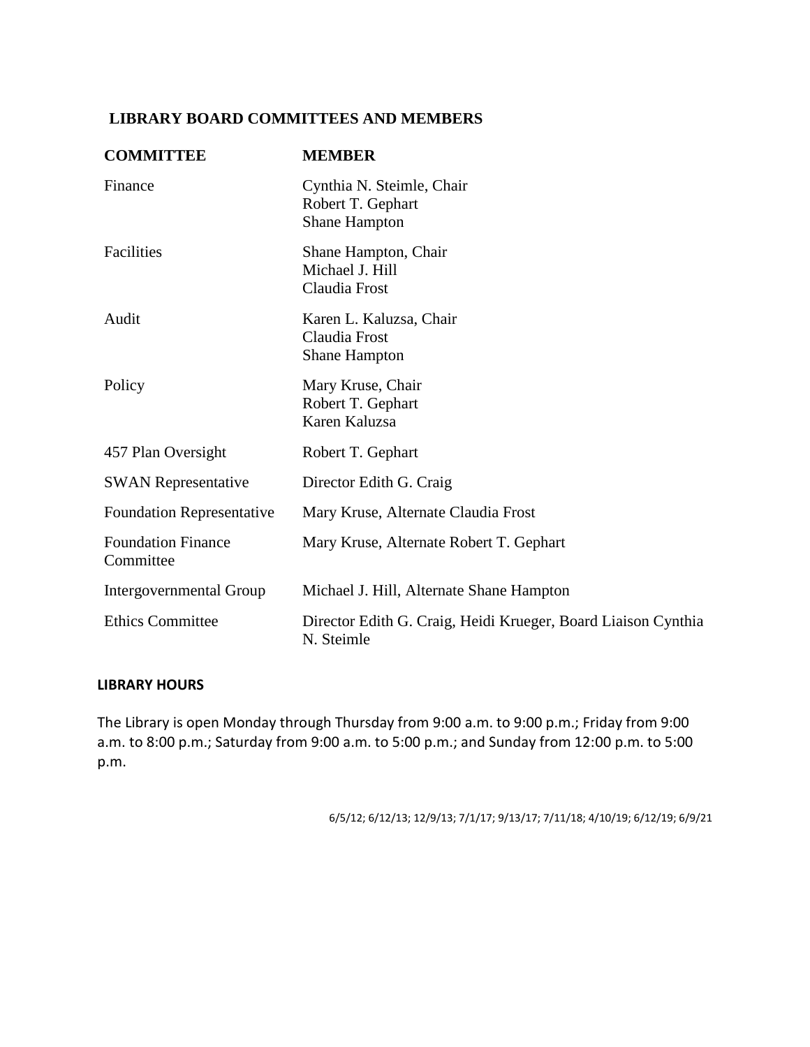## LIBRARY BOARD COMMITTEES AND MEMBERS

| COMMITTEE | MEMBER |
|---|---|
| Finance | Cynthia N. Steimle, Chair<br>Robert T. Gephart<br>Shane Hampton |
| Facilities | Shane Hampton, Chair<br>Michael J. Hill<br>Claudia Frost |
| Audit | Karen L. Kaluzsa, Chair<br>Claudia Frost<br>Shane Hampton |
| Policy | Mary Kruse, Chair<br>Robert T. Gephart<br>Karen Kaluzsa |
| 457 Plan Oversight | Robert T. Gephart |
| SWAN Representative | Director Edith G. Craig |
| Foundation Representative | Mary Kruse, Alternate Claudia Frost |
| Foundation Finance Committee | Mary Kruse, Alternate Robert T. Gephart |
| Intergovernmental Group | Michael J. Hill, Alternate Shane Hampton |
| Ethics Committee | Director Edith G. Craig, Heidi Krueger, Board Liaison Cynthia N. Steimle |

### LIBRARY HOURS

The Library is open Monday through Thursday from 9:00 a.m. to 9:00 p.m.; Friday from 9:00 a.m. to 8:00 p.m.; Saturday from 9:00 a.m. to 5:00 p.m.; and Sunday from 12:00 p.m. to 5:00 p.m.

6/5/12; 6/12/13; 12/9/13; 7/1/17; 9/13/17; 7/11/18; 4/10/19; 6/12/19; 6/9/21